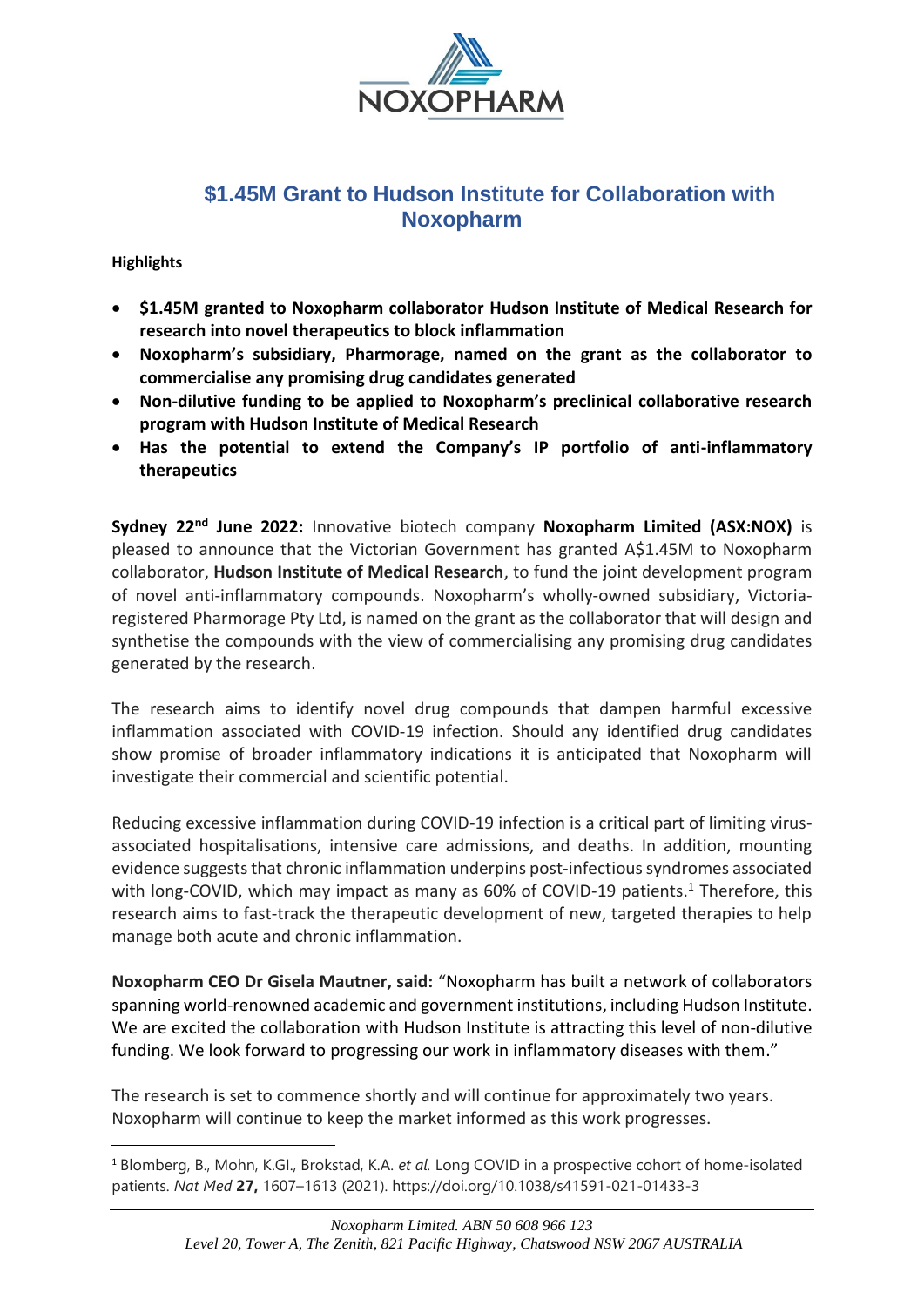# $1.45M Grant to Hudson Institute for Collaboration with Noxopharm

**Highlights**

- **$1.45M granted to Noxopharm collaborator Hudson Institute of Medical Research for research into novel therapeutics to block inflammation**
- **Noxopharm's subsidiary, Pharmorage, named on the grant as the collaborator to commercialise any promising drug candidates generated**
- **Non-dilutive funding to be applied to Noxopharm's preclinical collaborative research program with Hudson Institute of Medical Research**
- **Has the potential to extend the Company's IP portfolio of anti-inflammatory therapeutics**

**Sydney 22nd June 2022:** Innovative biotech company **Noxopharm Limited (ASX:NOX)** is pleased to announce that the Victorian Government has granted A$1.45M to Noxopharm collaborator, **Hudson Institute of Medical Research**, to fund the joint development program of novel anti-inflammatory compounds. Noxopharm's wholly-owned subsidiary, Victoria-registered Pharmorage Pty Ltd, is named on the grant as the collaborator that will design and synthetise the compounds with the view of commercialising any promising drug candidates generated by the research.

The research aims to identify novel drug compounds that dampen harmful excessive inflammation associated with COVID-19 infection. Should any identified drug candidates show promise of broader inflammatory indications it is anticipated that Noxopharm will investigate their commercial and scientific potential.

Reducing excessive inflammation during COVID-19 infection is a critical part of limiting virus-associated hospitalisations, intensive care admissions, and deaths. In addition, mounting evidence suggests that chronic inflammation underpins post-infectious syndromes associated with long-COVID, which may impact as many as 60% of COVID-19 patients.[1] Therefore, this research aims to fast-track the therapeutic development of new, targeted therapies to help manage both acute and chronic inflammation.

**Noxopharm CEO Dr Gisela Mautner, said:** "Noxopharm has built a network of collaborators spanning world-renowned academic and government institutions, including Hudson Institute. We are excited the collaboration with Hudson Institute is attracting this level of non-dilutive funding. We look forward to progressing our work in inflammatory diseases with them."

The research is set to commence shortly and will continue for approximately two years. Noxopharm will continue to keep the market informed as this work progresses.

[1] Blomberg, B., Mohn, K.GI., Brokstad, K.A. *et al.* Long COVID in a prospective cohort of home-isolated patients. *Nat Med* **27,** 1607–1613 (2021). https://doi.org/10.1038/s41591-021-01433-3

*Noxopharm Limited. ABN 50 608 966 123*
*Level 20, Tower A, The Zenith, 821 Pacific Highway, Chatswood NSW 2067 AUSTRALIA*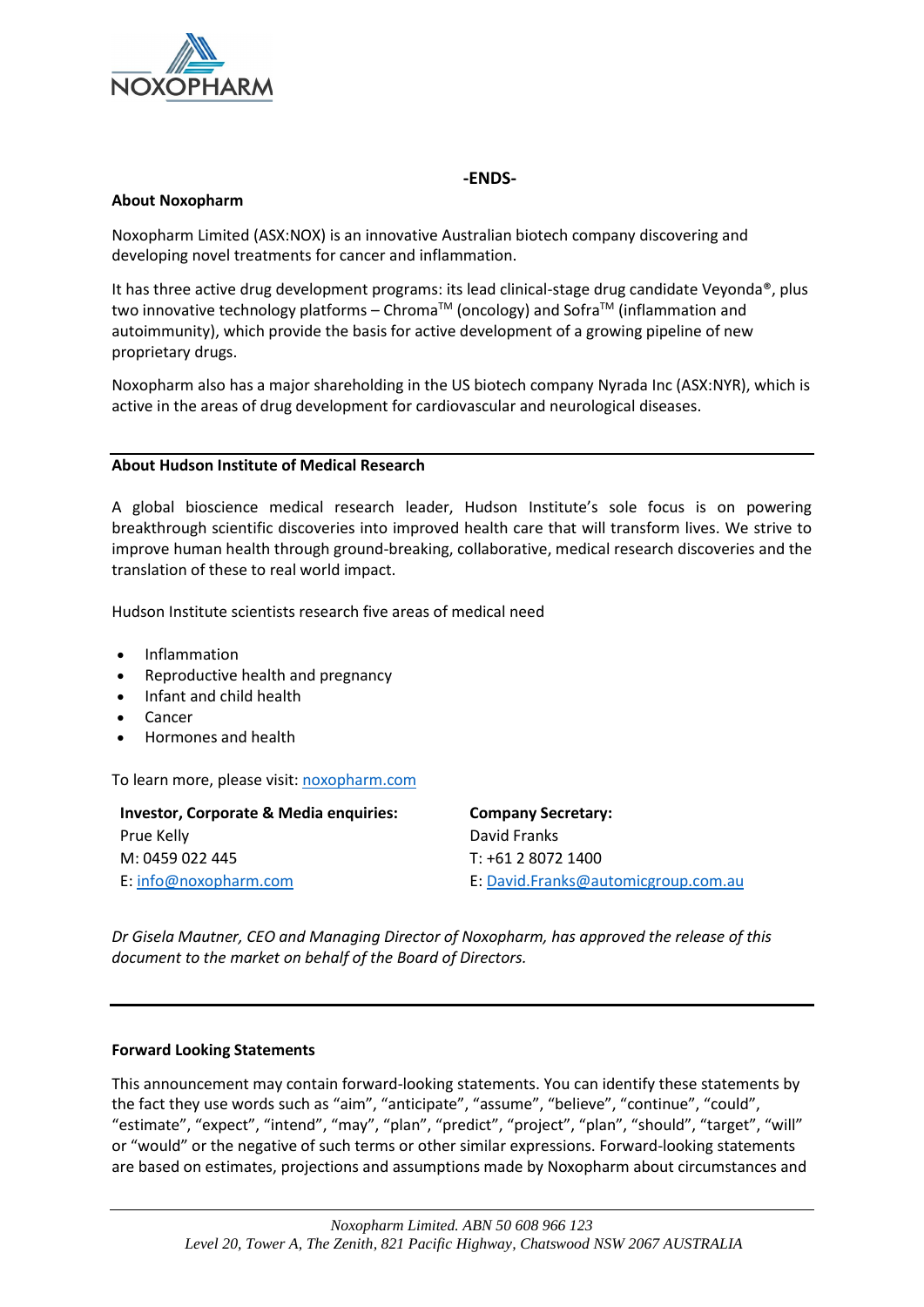**-ENDS-**

**About Noxopharm**

Noxopharm Limited (ASX:NOX) is an innovative Australian biotech company discovering and developing novel treatments for cancer and inflammation.

It has three active drug development programs: its lead clinical-stage drug candidate Veyonda®, plus two innovative technology platforms – Chroma™ (oncology) and Sofra™ (inflammation and autoimmunity), which provide the basis for active development of a growing pipeline of new proprietary drugs.

Noxopharm also has a major shareholding in the US biotech company Nyrada Inc (ASX:NYR), which is active in the areas of drug development for cardiovascular and neurological diseases.

---

**About Hudson Institute of Medical Research**

A global bioscience medical research leader, Hudson Institute's sole focus is on powering breakthrough scientific discoveries into improved health care that will transform lives. We strive to improve human health through ground-breaking, collaborative, medical research discoveries and the translation of these to real world impact.

Hudson Institute scientists research five areas of medical need

- Inflammation
- Reproductive health and pregnancy
- Infant and child health
- Cancer
- Hormones and health

To learn more, please visit: noxopharm.com

**Investor, Corporate & Media enquiries:**
Prue Kelly
M: 0459 022 445
E: info@noxopharm.com

**Company Secretary:**
David Franks
T: +61 2 8072 1400
E: David.Franks@automicgroup.com.au

*Dr Gisela Mautner, CEO and Managing Director of Noxopharm, has approved the release of this document to the market on behalf of the Board of Directors.*

---

**Forward Looking Statements**

This announcement may contain forward-looking statements. You can identify these statements by the fact they use words such as "aim", "anticipate", "assume", "believe", "continue", "could", "estimate", "expect", "intend", "may", "plan", "predict", "project", "plan", "should", "target", "will" or "would" or the negative of such terms or other similar expressions. Forward-looking statements are based on estimates, projections and assumptions made by Noxopharm about circumstances and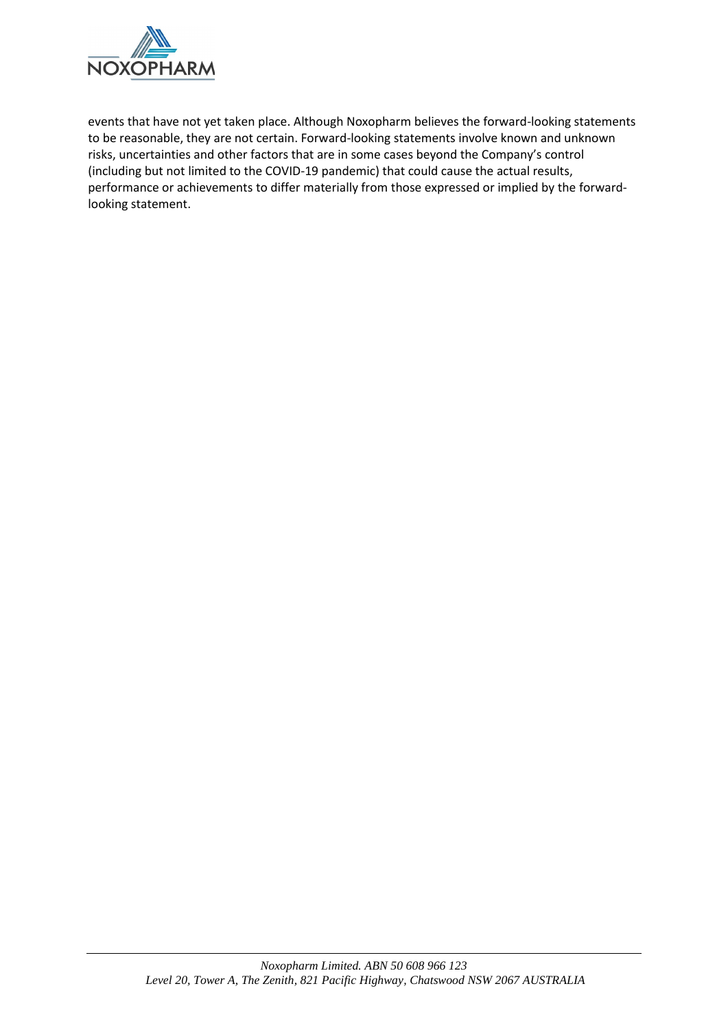events that have not yet taken place. Although Noxopharm believes the forward-looking statements to be reasonable, they are not certain. Forward-looking statements involve known and unknown risks, uncertainties and other factors that are in some cases beyond the Company's control (including but not limited to the COVID-19 pandemic) that could cause the actual results, performance or achievements to differ materially from those expressed or implied by the forward-looking statement.